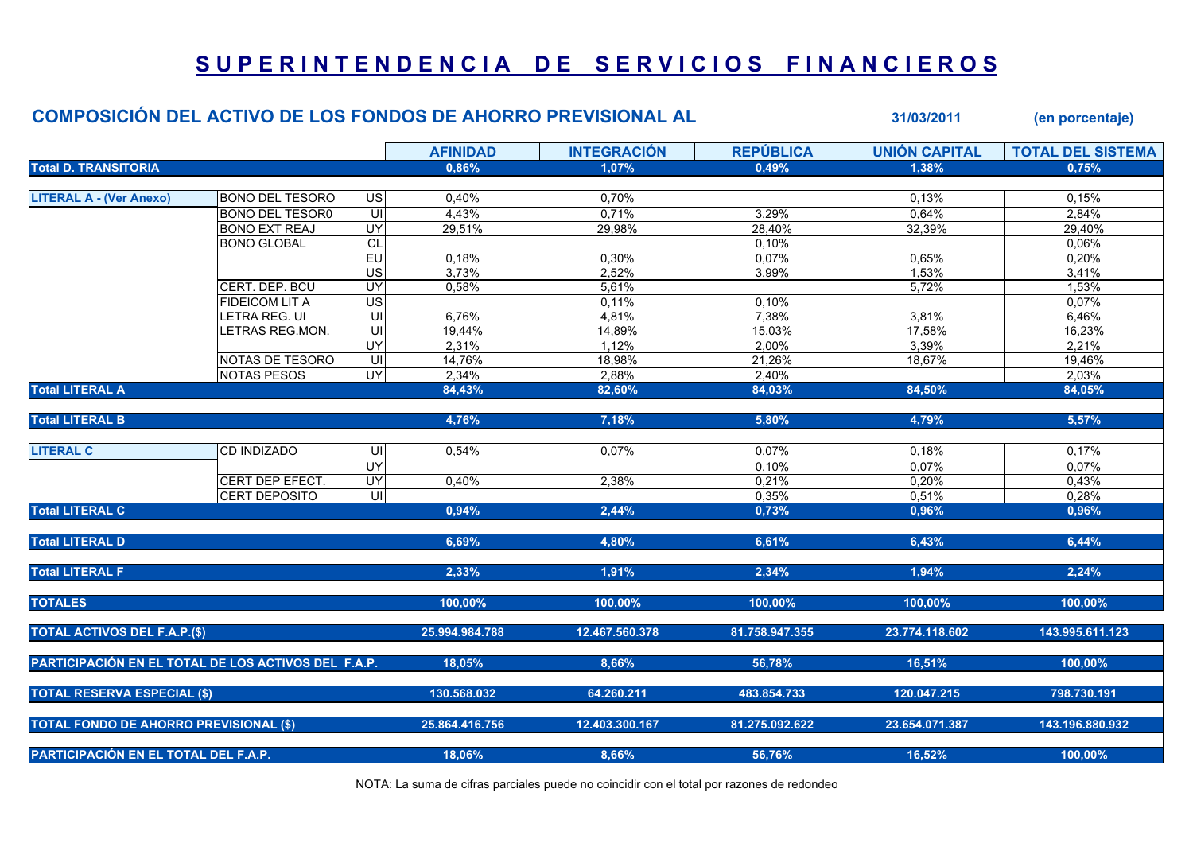# SUPERINTENDENCIA DE SERVICIOS FINANCIEROS

## COMPOSICIÓN DEL ACTIVO DE LOS FONDOS DE AHORRO PREVISIONAL AL 31/03/2011 (en porcentaje)

| | | | AFINIDAD | INTEGRACIÓN | REPÚBLICA | UNIÓN CAPITAL | TOTAL DEL SISTEMA |
|---|---|---|---|---|---|---|---|
| **Total D. TRANSITORIA** | | | **0,86%** | **1,07%** | **0,49%** | **1,38%** | **0,75%** |
| **LITERAL A - (Ver Anexo)** | BONO DEL TESORO | US | 0,40% | 0,70% | | 0,13% | 0,15% |
| | BONO DEL TESOR0 | UI | 4,43% | 0,71% | 3,29% | 0,64% | 2,84% |
| | BONO EXT REAJ | UY | 29,51% | 29,98% | 28,40% | 32,39% | 29,40% |
| | BONO GLOBAL | CL | | | 0,10% | | 0,06% |
| | | EU | 0,18% | 0,30% | 0,07% | 0,65% | 0,20% |
| | | US | 3,73% | 2,52% | 3,99% | 1,53% | 3,41% |
| | CERT. DEP. BCU | UY | 0,58% | 5,61% | | 5,72% | 1,53% |
| | FIDEICOM LIT A | US | | 0,11% | 0,10% | | 0,07% |
| | LETRA REG. UI | UI | 6,76% | 4,81% | 7,38% | 3,81% | 6,46% |
| | LETRAS REG.MON. | UI | 19,44% | 14,89% | 15,03% | 17,58% | 16,23% |
| | | UY | 2,31% | 1,12% | 2,00% | 3,39% | 2,21% |
| | NOTAS DE TESORO | UI | 14,76% | 18,98% | 21,26% | 18,67% | 19,46% |
| | NOTAS PESOS | UY | 2,34% | 2,88% | 2,40% | | 2,03% |
| **Total LITERAL A** | | | **84,43%** | **82,60%** | **84,03%** | **84,50%** | **84,05%** |
| **Total LITERAL B** | | | **4,76%** | **7,18%** | **5,80%** | **4,79%** | **5,57%** |
| **LITERAL C** | CD INDIZADO | UI | 0,54% | 0,07% | 0,07% | 0,18% | 0,17% |
| | | UY | | | 0,10% | 0,07% | 0,07% |
| | CERT DEP EFECT. | UY | 0,40% | 2,38% | 0,21% | 0,20% | 0,43% |
| | CERT DEPOSITO | UI | | | 0,35% | 0,51% | 0,28% |
| **Total LITERAL C** | | | **0,94%** | **2,44%** | **0,73%** | **0,96%** | **0,96%** |
| **Total LITERAL D** | | | **6,69%** | **4,80%** | **6,61%** | **6,43%** | **6,44%** |
| **Total LITERAL F** | | | **2,33%** | **1,91%** | **2,34%** | **1,94%** | **2,24%** |
| **TOTALES** | | | **100,00%** | **100,00%** | **100,00%** | **100,00%** | **100,00%** |
| **TOTAL ACTIVOS DEL F.A.P.($)** | | | **25.994.984.788** | **12.467.560.378** | **81.758.947.355** | **23.774.118.602** | **143.995.611.123** |
| **PARTICIPACIÓN EN EL TOTAL DE LOS ACTIVOS DEL F.A.P.** | | | **18,05%** | **8,66%** | **56,78%** | **16,51%** | **100,00%** |
| **TOTAL RESERVA ESPECIAL ($)** | | | **130.568.032** | **64.260.211** | **483.854.733** | **120.047.215** | **798.730.191** |
| **TOTAL FONDO DE AHORRO PREVISIONAL ($)** | | | **25.864.416.756** | **12.403.300.167** | **81.275.092.622** | **23.654.071.387** | **143.196.880.932** |
| **PARTICIPACIÓN EN EL TOTAL DEL F.A.P.** | | | **18,06%** | **8,66%** | **56,76%** | **16,52%** | **100,00%** |

NOTA: La suma de cifras parciales puede no coincidir con el total por razones de redondeo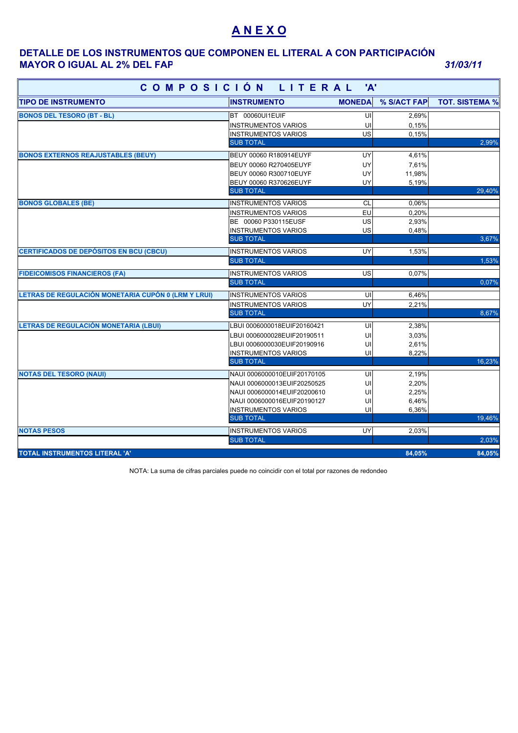# ANEXO

## DETALLE DE LOS INSTRUMENTOS QUE COMPONEN EL LITERAL A CON PARTICIPACIÓN MAYOR O IGUAL AL 2% DEL FAP

*31/03/11*

| COMPOSICIÓN LITERAL 'A' | | | | |
|---|---|---|---|---|
| **TIPO DE INSTRUMENTO** | **INSTRUMENTO** | **MONEDA** | **% S/ACT FAP** | **TOT. SISTEMA %** |
| **BONOS DEL TESORO (BT - BL)** | BT 00060UI1EUIF | UI | 2,69% | |
| | INSTRUMENTOS VARIOS | UI | 0,15% | |
| | INSTRUMENTOS VARIOS | US | 0,15% | |
| | SUB TOTAL | | | 2,99% |
| **BONOS EXTERNOS REAJUSTABLES (BEUY)** | BEUY 00060 R180914EUYF | UY | 4,61% | |
| | BEUY 00060 R270405EUYF | UY | 7,61% | |
| | BEUY 00060 R300710EUYF | UY | 11,98% | |
| | BEUY 00060 R370626EUYF | UY | 5,19% | |
| | SUB TOTAL | | | 29,40% |
| **BONOS GLOBALES (BE)** | INSTRUMENTOS VARIOS | CL | 0,06% | |
| | INSTRUMENTOS VARIOS | EU | 0,20% | |
| | BE 00060 P330115EUSF | US | 2,93% | |
| | INSTRUMENTOS VARIOS | US | 0,48% | |
| | SUB TOTAL | | | 3,67% |
| **CERTIFICADOS DE DEPÓSITOS EN BCU (CBCU)** | INSTRUMENTOS VARIOS | UY | 1,53% | |
| | SUB TOTAL | | | 1,53% |
| **FIDEICOMISOS FINANCIEROS (FA)** | INSTRUMENTOS VARIOS | US | 0,07% | |
| | SUB TOTAL | | | 0,07% |
| **LETRAS DE REGULACIÓN MONETARIA CUPÓN 0 (LRM Y LRUI)** | INSTRUMENTOS VARIOS | UI | 6,46% | |
| | INSTRUMENTOS VARIOS | UY | 2,21% | |
| | SUB TOTAL | | | 8,67% |
| **LETRAS DE REGULACIÓN MONETARIA (LBUI)** | LBUI 0006000018EUIF20160421 | UI | 2,38% | |
| | LBUI 0006000028EUIF20190511 | UI | 3,03% | |
| | LBUI 0006000030EUIF20190916 | UI | 2,61% | |
| | INSTRUMENTOS VARIOS | UI | 8,22% | |
| | SUB TOTAL | | | 16,23% |
| **NOTAS DEL TESORO (NAUI)** | NAUI 0006000010EUIF20170105 | UI | 2,19% | |
| | NAUI 0006000013EUIF20250525 | UI | 2,20% | |
| | NAUI 0006000014EUIF20200610 | UI | 2,25% | |
| | NAUI 0006000016EUIF20190127 | UI | 6,46% | |
| | INSTRUMENTOS VARIOS | UI | 6,36% | |
| | SUB TOTAL | | | 19,46% |
| **NOTAS PESOS** | INSTRUMENTOS VARIOS | UY | 2,03% | |
| | SUB TOTAL | | | 2,03% |
| **TOTAL INSTRUMENTOS LITERAL 'A'** | | | **84,05%** | **84,05%** |

NOTA: La suma de cifras parciales puede no coincidir con el total por razones de redondeo